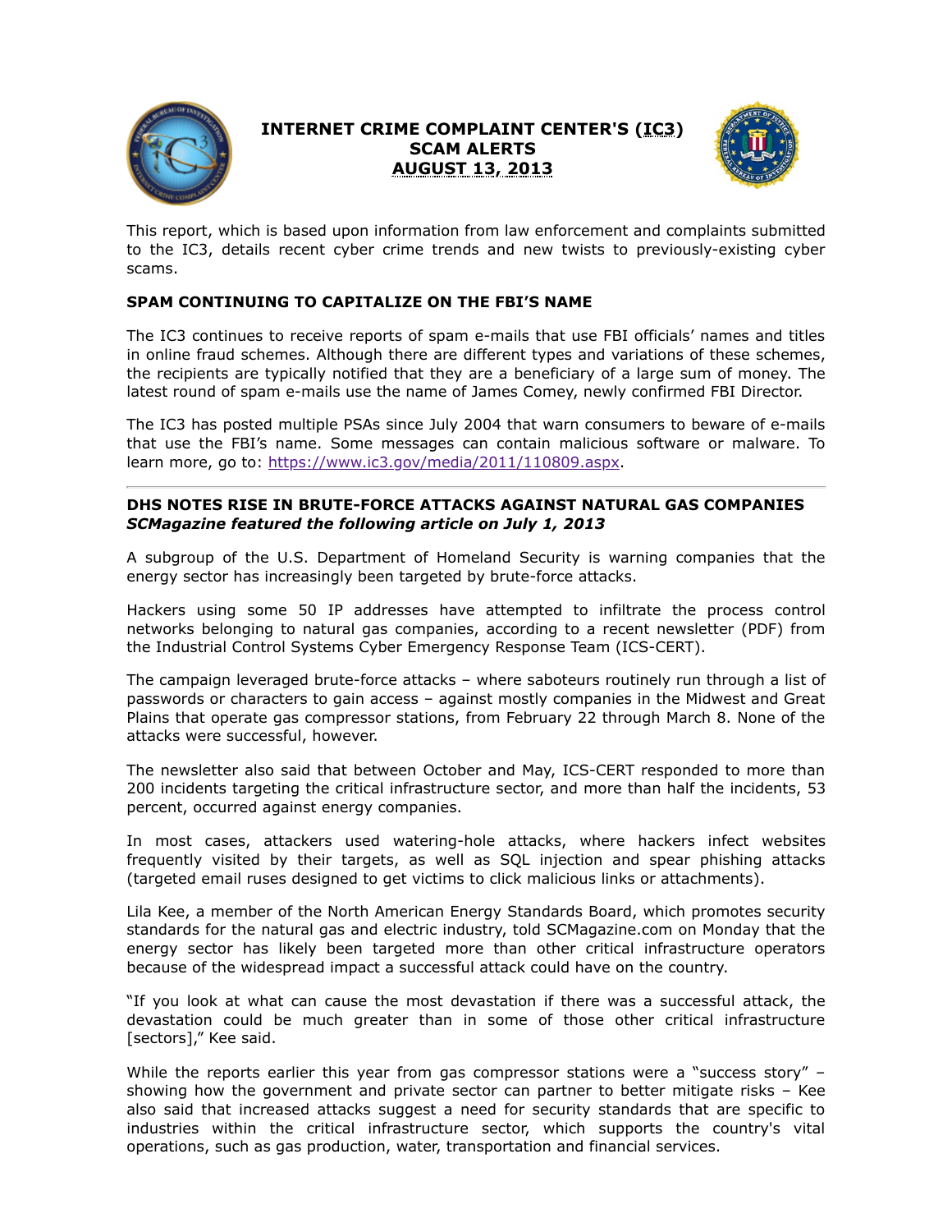# INTERNET CRIME COMPLAINT CENTER'S (IC3) SCAM ALERTS AUGUST 13, 2013

This report, which is based upon information from law enforcement and complaints submitted to the IC3, details recent cyber crime trends and new twists to previously-existing cyber scams.

## SPAM CONTINUING TO CAPITALIZE ON THE FBI'S NAME

The IC3 continues to receive reports of spam e-mails that use FBI officials' names and titles in online fraud schemes. Although there are different types and variations of these schemes, the recipients are typically notified that they are a beneficiary of a large sum of money. The latest round of spam e-mails use the name of James Comey, newly confirmed FBI Director.

The IC3 has posted multiple PSAs since July 2004 that warn consumers to beware of e-mails that use the FBI's name. Some messages can contain malicious software or malware. To learn more, go to: https://www.ic3.gov/media/2011/110809.aspx.

---

## DHS NOTES RISE IN BRUTE-FORCE ATTACKS AGAINST NATURAL GAS COMPANIES

***SCMagazine featured the following article on July 1, 2013***

A subgroup of the U.S. Department of Homeland Security is warning companies that the energy sector has increasingly been targeted by brute-force attacks.

Hackers using some 50 IP addresses have attempted to infiltrate the process control networks belonging to natural gas companies, according to a recent newsletter (PDF) from the Industrial Control Systems Cyber Emergency Response Team (ICS-CERT).

The campaign leveraged brute-force attacks – where saboteurs routinely run through a list of passwords or characters to gain access – against mostly companies in the Midwest and Great Plains that operate gas compressor stations, from February 22 through March 8. None of the attacks were successful, however.

The newsletter also said that between October and May, ICS-CERT responded to more than 200 incidents targeting the critical infrastructure sector, and more than half the incidents, 53 percent, occurred against energy companies.

In most cases, attackers used watering-hole attacks, where hackers infect websites frequently visited by their targets, as well as SQL injection and spear phishing attacks (targeted email ruses designed to get victims to click malicious links or attachments).

Lila Kee, a member of the North American Energy Standards Board, which promotes security standards for the natural gas and electric industry, told SCMagazine.com on Monday that the energy sector has likely been targeted more than other critical infrastructure operators because of the widespread impact a successful attack could have on the country.

"If you look at what can cause the most devastation if there was a successful attack, the devastation could be much greater than in some of those other critical infrastructure [sectors]," Kee said.

While the reports earlier this year from gas compressor stations were a "success story" – showing how the government and private sector can partner to better mitigate risks – Kee also said that increased attacks suggest a need for security standards that are specific to industries within the critical infrastructure sector, which supports the country's vital operations, such as gas production, water, transportation and financial services.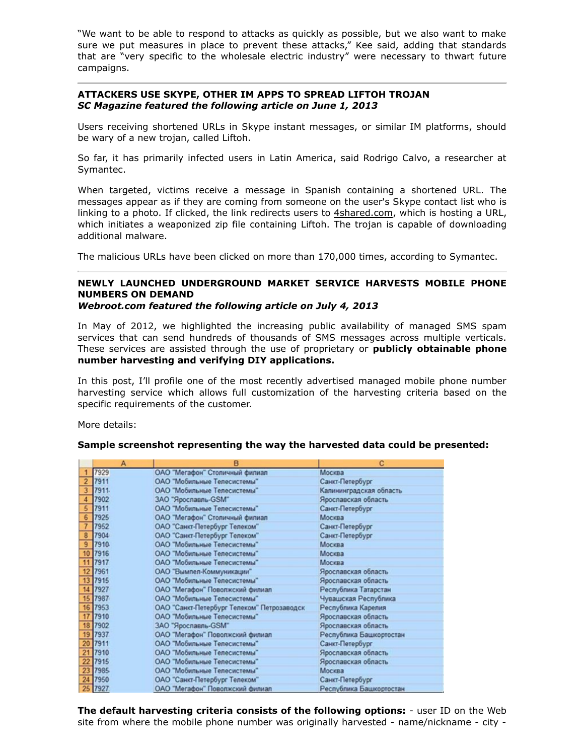"We want to be able to respond to attacks as quickly as possible, but we also want to make sure we put measures in place to prevent these attacks," Kee said, adding that standards that are "very specific to the wholesale electric industry" were necessary to thwart future campaigns.

---

## ATTACKERS USE SKYPE, OTHER IM APPS TO SPREAD LIFTOH TROJAN

***SC Magazine featured the following article on June 1, 2013***

Users receiving shortened URLs in Skype instant messages, or similar IM platforms, should be wary of a new trojan, called Liftoh.

So far, it has primarily infected users in Latin America, said Rodrigo Calvo, a researcher at Symantec.

When targeted, victims receive a message in Spanish containing a shortened URL. The messages appear as if they are coming from someone on the user's Skype contact list who is linking to a photo. If clicked, the link redirects users to 4shared.com, which is hosting a URL, which initiates a weaponized zip file containing Liftoh. The trojan is capable of downloading additional malware.

The malicious URLs have been clicked on more than 170,000 times, according to Symantec.

---

## NEWLY LAUNCHED UNDERGROUND MARKET SERVICE HARVESTS MOBILE PHONE NUMBERS ON DEMAND

***Webroot.com featured the following article on July 4, 2013***

In May of 2012, we highlighted the increasing public availability of managed SMS spam services that can send hundreds of thousands of SMS messages across multiple verticals. These services are assisted through the use of proprietary or **publicly obtainable phone number harvesting and verifying DIY applications.**

In this post, I'll profile one of the most recently advertised managed mobile phone number harvesting service which allows full customization of the harvesting criteria based on the specific requirements of the customer.

More details:

**Sample screenshot representing the way the harvested data could be presented:**

| | A | B | C |
|---|---|---|---|
| 1 | 7929 | ОАО "Мегафон" Столичный филиал | Москва |
| 2 | 7911 | ОАО "Мобильные Телесистемы" | Санкт-Петербург |
| 3 | 7911 | ОАО "Мобильные Телесистемы" | Калининградская область |
| 4 | 7902 | ЗАО "Ярославль-GSM" | Ярославская область |
| 5 | 7911 | ОАО "Мобильные Телесистемы" | Санкт-Петербург |
| 6 | 7925 | ОАО "Мегафон" Столичный филиал | Москва |
| 7 | 7952 | ОАО "Санкт-Петербург Телеком" | Санкт-Петербург |
| 8 | 7904 | ОАО "Санкт-Петербург Телеком" | Санкт-Петербург |
| 9 | 7910 | ОАО "Мобильные Телесистемы" | Москва |
| 10 | 7916 | ОАО "Мобильные Телесистемы" | Москва |
| 11 | 7917 | ОАО "Мобильные Телесистемы" | Москва |
| 12 | 7961 | ОАО "Вымпел-Коммуникации" | Ярославская область |
| 13 | 7915 | ОАО "Мобильные Телесистемы" | Ярославская область |
| 14 | 7927 | ОАО "Мегафон" Поволжский филиал | Республика Татарстан |
| 15 | 7987 | ОАО "Мобильные Телесистемы" | Чувашская Республика |
| 16 | 7953 | ОАО "Санкт-Петербург Телеком" Петрозаводск | Республика Карелия |
| 17 | 7910 | ОАО "Мобильные Телесистемы" | Ярославская область |
| 18 | 7902 | ЗАО "Ярославль-GSM" | Ярославская область |
| 19 | 7937 | ОАО "Мегафон" Поволжский филиал | Республика Башкортостан |
| 20 | 7911 | ОАО "Мобильные Телесистемы" | Санкт-Петербург |
| 21 | 7910 | ОАО "Мобильные Телесистемы" | Ярославская область |
| 22 | 7915 | ОАО "Мобильные Телесистемы" | Ярославская область |
| 23 | 7985 | ОАО "Мобильные Телесистемы" | Москва |
| 24 | 7950 | ОАО "Санкт-Петербург Телеком" | Санкт-Петербург |
| 25 | 7927 | ОАО "Мегафон" Поволжский филиал | Республика Башкортостан |

**The default harvesting criteria consists of the following options:** - user ID on the Web site from where the mobile phone number was originally harvested - name/nickname - city -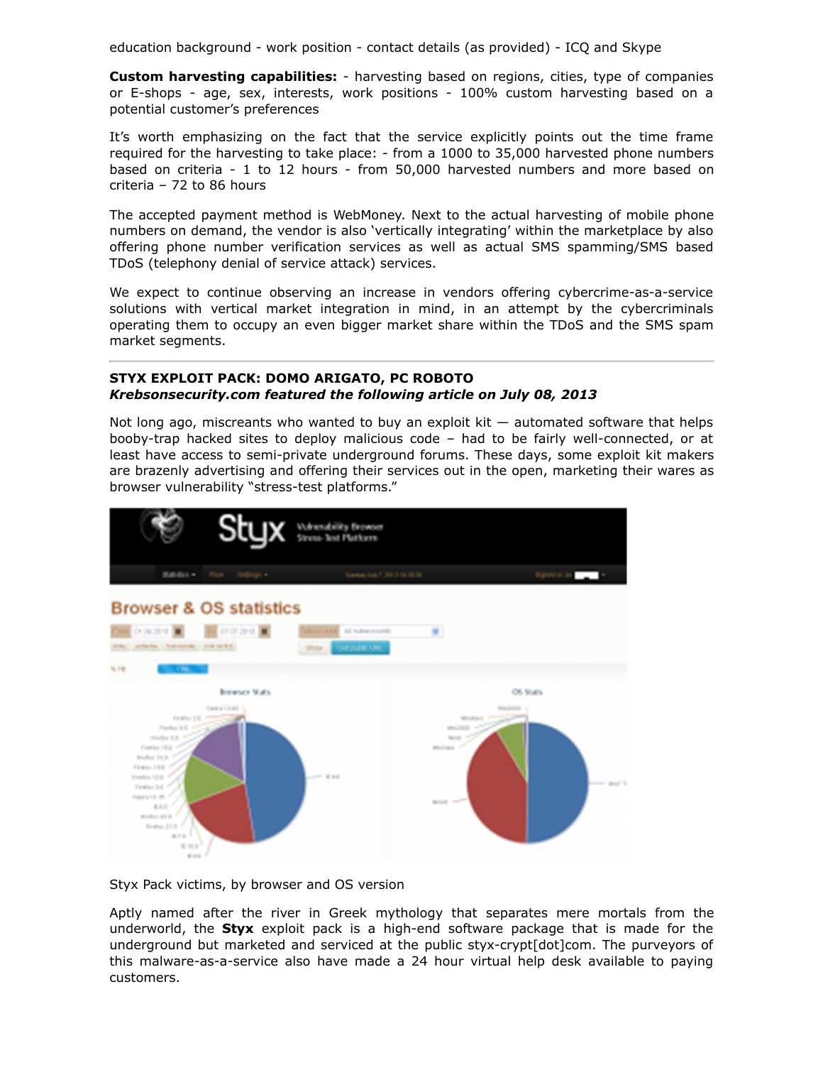education background - work position - contact details (as provided) - ICQ and Skype

**Custom harvesting capabilities:** - harvesting based on regions, cities, type of companies or E-shops - age, sex, interests, work positions - 100% custom harvesting based on a potential customer's preferences

It's worth emphasizing on the fact that the service explicitly points out the time frame required for the harvesting to take place: - from a 1000 to 35,000 harvested phone numbers based on criteria - 1 to 12 hours - from 50,000 harvested numbers and more based on criteria – 72 to 86 hours

The accepted payment method is WebMoney. Next to the actual harvesting of mobile phone numbers on demand, the vendor is also 'vertically integrating' within the marketplace by also offering phone number verification services as well as actual SMS spamming/SMS based TDoS (telephony denial of service attack) services.

We expect to continue observing an increase in vendors offering cybercrime-as-a-service solutions with vertical market integration in mind, in an attempt by the cybercriminals operating them to occupy an even bigger market share within the TDoS and the SMS spam market segments.

---

## STYX EXPLOIT PACK: DOMO ARIGATO, PC ROBOTO

***Krebsonsecurity.com featured the following article on July 08, 2013***

Not long ago, miscreants who wanted to buy an exploit kit — automated software that helps booby-trap hacked sites to deploy malicious code – had to be fairly well-connected, or at least have access to semi-private underground forums. These days, some exploit kit makers are brazenly advertising and offering their services out in the open, marketing their wares as browser vulnerability "stress-test platforms."

Styx Pack victims, by browser and OS version

Aptly named after the river in Greek mythology that separates mere mortals from the underworld, the **Styx** exploit pack is a high-end software package that is made for the underground but marketed and serviced at the public styx-crypt[dot]com. The purveyors of this malware-as-a-service also have made a 24 hour virtual help desk available to paying customers.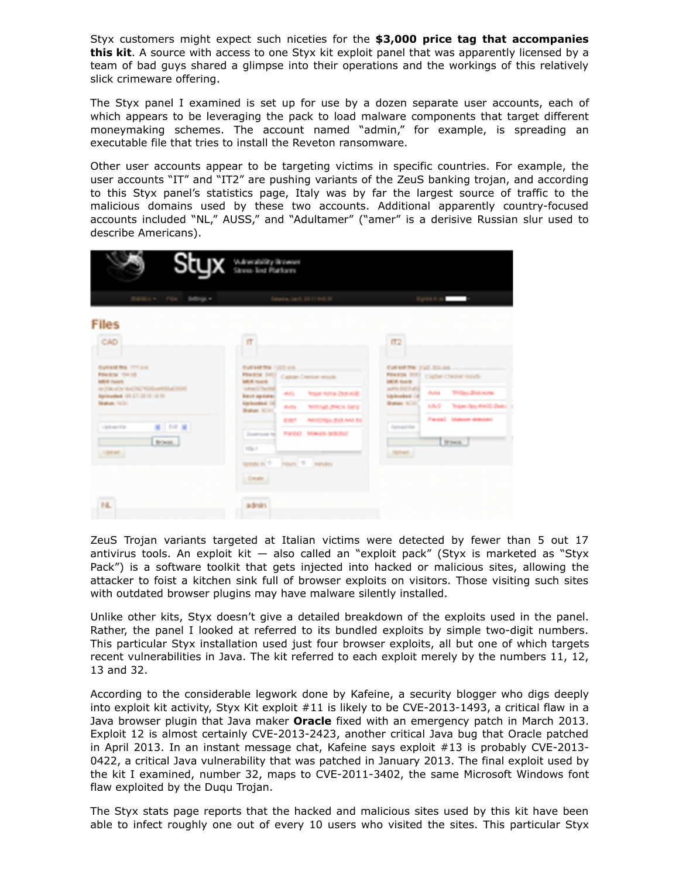Styx customers might expect such niceties for the **$3,000 price tag that accompanies this kit**. A source with access to one Styx kit exploit panel that was apparently licensed by a team of bad guys shared a glimpse into their operations and the workings of this relatively slick crimeware offering.

The Styx panel I examined is set up for use by a dozen separate user accounts, each of which appears to be leveraging the pack to load malware components that target different moneymaking schemes. The account named "admin," for example, is spreading an executable file that tries to install the Reveton ransomware.

Other user accounts appear to be targeting victims in specific countries. For example, the user accounts "IT" and "IT2" are pushing variants of the ZeuS banking trojan, and according to this Styx panel's statistics page, Italy was by far the largest source of traffic to the malicious domains used by these two accounts. Additional apparently country-focused accounts included "NL," AUSS," and "Adultamer" ("amer" is a derisive Russian slur used to describe Americans).

ZeuS Trojan variants targeted at Italian victims were detected by fewer than 5 out 17 antivirus tools. An exploit kit — also called an "exploit pack" (Styx is marketed as "Styx Pack") is a software toolkit that gets injected into hacked or malicious sites, allowing the attacker to foist a kitchen sink full of browser exploits on visitors. Those visiting such sites with outdated browser plugins may have malware silently installed.

Unlike other kits, Styx doesn't give a detailed breakdown of the exploits used in the panel. Rather, the panel I looked at referred to its bundled exploits by simple two-digit numbers. This particular Styx installation used just four browser exploits, all but one of which targets recent vulnerabilities in Java. The kit referred to each exploit merely by the numbers 11, 12, 13 and 32.

According to the considerable legwork done by Kafeine, a security blogger who digs deeply into exploit kit activity, Styx Kit exploit #11 is likely to be CVE-2013-1493, a critical flaw in a Java browser plugin that Java maker **Oracle** fixed with an emergency patch in March 2013. Exploit 12 is almost certainly CVE-2013-2423, another critical Java bug that Oracle patched in April 2013. In an instant message chat, Kafeine says exploit #13 is probably CVE-2013-0422, a critical Java vulnerability that was patched in January 2013. The final exploit used by the kit I examined, number 32, maps to CVE-2011-3402, the same Microsoft Windows font flaw exploited by the Duqu Trojan.

The Styx stats page reports that the hacked and malicious sites used by this kit have been able to infect roughly one out of every 10 users who visited the sites. This particular Styx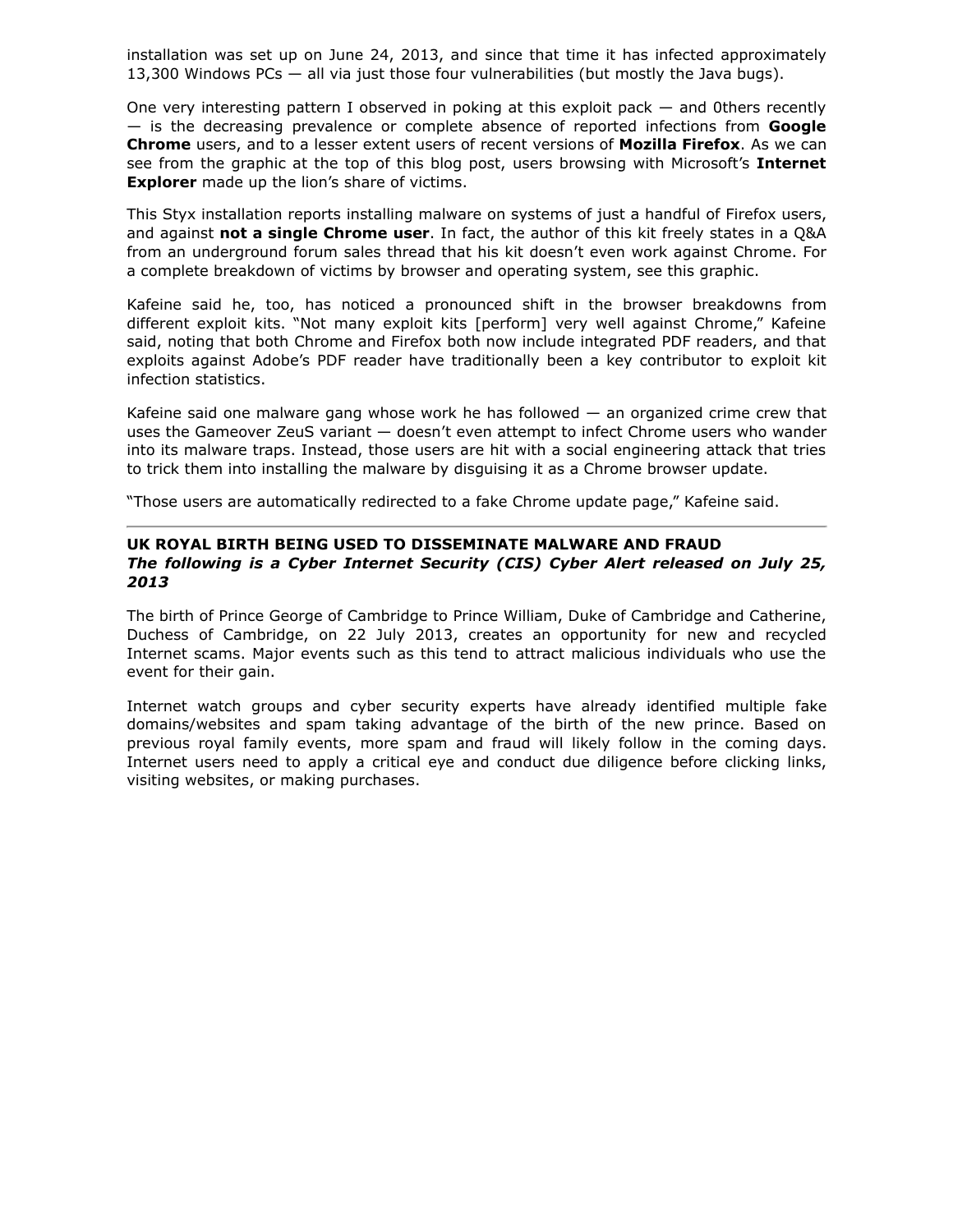installation was set up on June 24, 2013, and since that time it has infected approximately 13,300 Windows PCs — all via just those four vulnerabilities (but mostly the Java bugs).

One very interesting pattern I observed in poking at this exploit pack — and 0thers recently — is the decreasing prevalence or complete absence of reported infections from **Google Chrome** users, and to a lesser extent users of recent versions of **Mozilla Firefox**. As we can see from the graphic at the top of this blog post, users browsing with Microsoft's **Internet Explorer** made up the lion's share of victims.

This Styx installation reports installing malware on systems of just a handful of Firefox users, and against **not a single Chrome user**. In fact, the author of this kit freely states in a Q&A from an underground forum sales thread that his kit doesn't even work against Chrome. For a complete breakdown of victims by browser and operating system, see this graphic.

Kafeine said he, too, has noticed a pronounced shift in the browser breakdowns from different exploit kits. "Not many exploit kits [perform] very well against Chrome," Kafeine said, noting that both Chrome and Firefox both now include integrated PDF readers, and that exploits against Adobe's PDF reader have traditionally been a key contributor to exploit kit infection statistics.

Kafeine said one malware gang whose work he has followed — an organized crime crew that uses the Gameover ZeuS variant — doesn't even attempt to infect Chrome users who wander into its malware traps. Instead, those users are hit with a social engineering attack that tries to trick them into installing the malware by disguising it as a Chrome browser update.

"Those users are automatically redirected to a fake Chrome update page," Kafeine said.

---

**UK ROYAL BIRTH BEING USED TO DISSEMINATE MALWARE AND FRAUD**
***The following is a Cyber Internet Security (CIS) Cyber Alert released on July 25, 2013***

The birth of Prince George of Cambridge to Prince William, Duke of Cambridge and Catherine, Duchess of Cambridge, on 22 July 2013, creates an opportunity for new and recycled Internet scams. Major events such as this tend to attract malicious individuals who use the event for their gain.

Internet watch groups and cyber security experts have already identified multiple fake domains/websites and spam taking advantage of the birth of the new prince. Based on previous royal family events, more spam and fraud will likely follow in the coming days. Internet users need to apply a critical eye and conduct due diligence before clicking links, visiting websites, or making purchases.